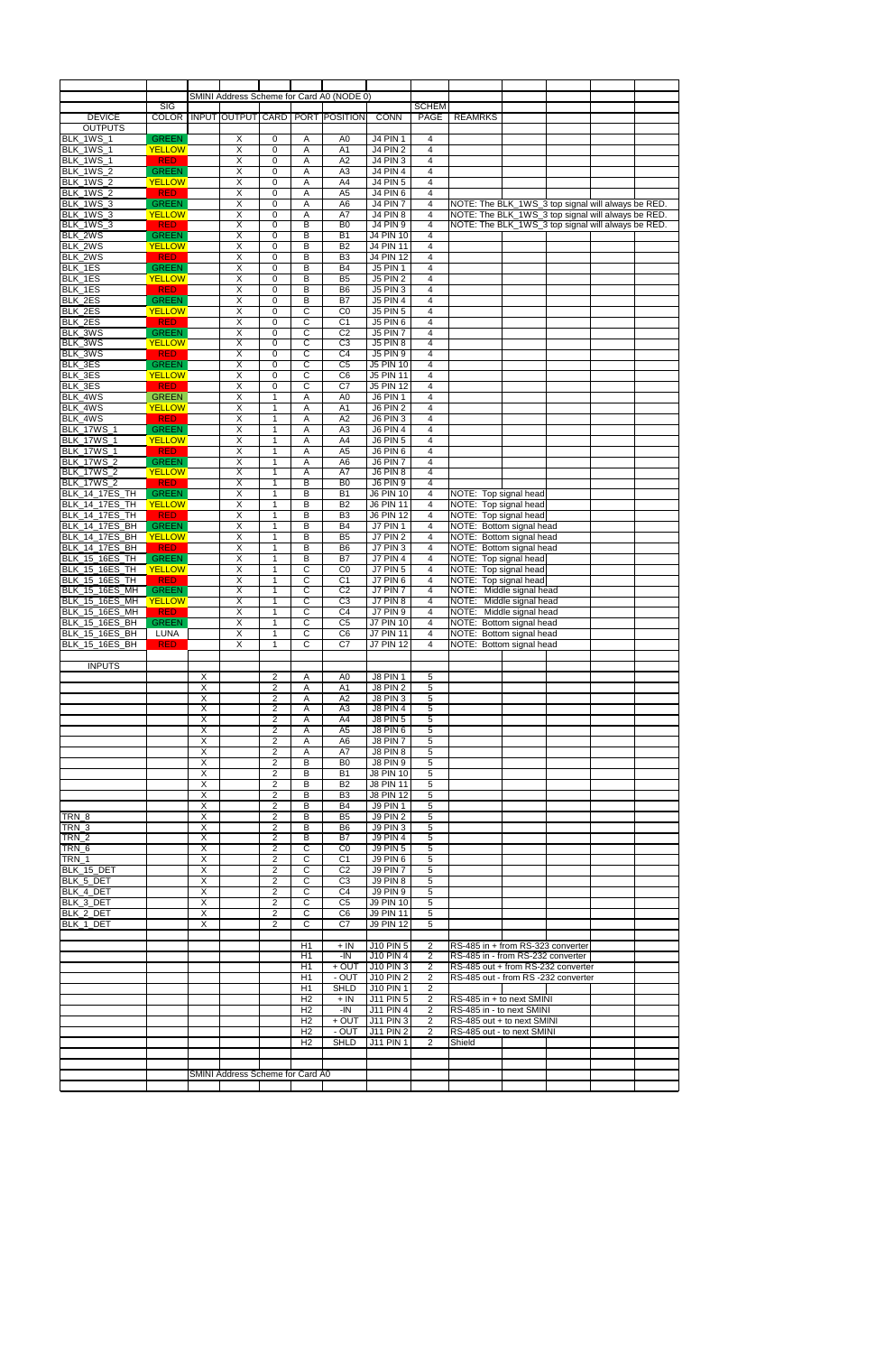| | | SMINI Address Scheme for Card A0 (NODE 0) | | | | | | | | | | | |
|---|---|---|---|---|---|---|---|---|---|---|---|---|---|
| | SIG | | | | | | | SCHEM | | | | | |
| DEVICE | COLOR | INPUT | OUTPUT | CARD | PORT | POSITION | CONN | PAGE | REAMRKS | | | | |
| OUTPUTS | | | | | | | | | | | | | |
| BLK_1WS_1 | GREEN | | X | 0 | A | A0 | J4 PIN 1 | 4 | | | | | |
| BLK_1WS_1 | YELLOW | | X | 0 | A | A1 | J4 PIN 2 | 4 | | | | | |
| BLK_1WS_1 | RED | | X | 0 | A | A2 | J4 PIN 3 | 4 | | | | | |
| BLK_1WS_2 | GREEN | | X | 0 | A | A3 | J4 PIN 4 | 4 | | | | | |
| BLK_1WS_2 | YELLOW | | X | 0 | A | A4 | J4 PIN 5 | 4 | | | | | |
| BLK_1WS_2 | RED | | X | 0 | A | A5 | J4 PIN 6 | 4 | | | | | |
| BLK_1WS_3 | GREEN | | X | 0 | A | A6 | J4 PIN 7 | 4 | NOTE: The BLK_1WS_3 top signal will always be RED. | | | | |
| BLK_1WS_3 | YELLOW | | X | 0 | A | A7 | J4 PIN 8 | 4 | NOTE: The BLK_1WS_3 top signal will always be RED. | | | | |
| BLK_1WS_3 | RED | | X | 0 | B | B0 | J4 PIN 9 | 4 | NOTE: The BLK_1WS_3 top signal will always be RED. | | | | |
| BLK_2WS | GREEN | | X | 0 | B | B1 | J4 PIN 10 | 4 | | | | | |
| BLK_2WS | YELLOW | | X | 0 | B | B2 | J4 PIN 11 | 4 | | | | | |
| BLK_2WS | RED | | X | 0 | B | B3 | J4 PIN 12 | 4 | | | | | |
| BLK_1ES | GREEN | | X | 0 | B | B4 | J5 PIN 1 | 4 | | | | | |
| BLK_1ES | YELLOW | | X | 0 | B | B5 | J5 PIN 2 | 4 | | | | | |
| BLK_1ES | RED | | X | 0 | B | B6 | J5 PIN 3 | 4 | | | | | |
| BLK_2ES | GREEN | | X | 0 | B | B7 | J5 PIN 4 | 4 | | | | | |
| BLK_2ES | YELLOW | | X | 0 | C | C0 | J5 PIN 5 | 4 | | | | | |
| BLK_2ES | RED | | X | 0 | C | C1 | J5 PIN 6 | 4 | | | | | |
| BLK_3WS | GREEN | | X | 0 | C | C2 | J5 PIN 7 | 4 | | | | | |
| BLK_3WS | YELLOW | | X | 0 | C | C3 | J5 PIN 8 | 4 | | | | | |
| BLK_3WS | RED | | X | 0 | C | C4 | J5 PIN 9 | 4 | | | | | |
| BLK_3ES | GREEN | | X | 0 | C | C5 | J5 PIN 10 | 4 | | | | | |
| BLK_3ES | YELLOW | | X | 0 | C | C6 | J5 PIN 11 | 4 | | | | | |
| BLK_3ES | RED | | X | 0 | C | C7 | J5 PIN 12 | 4 | | | | | |
| BLK_4WS | GREEN | | X | 1 | A | A0 | J6 PIN 1 | 4 | | | | | |
| BLK_4WS | YELLOW | | X | 1 | A | A1 | J6 PIN 2 | 4 | | | | | |
| BLK_4WS | RED | | X | 1 | A | A2 | J6 PIN 3 | 4 | | | | | |
| BLK_17WS_1 | GREEN | | X | 1 | A | A3 | J6 PIN 4 | 4 | | | | | |
| BLK_17WS_1 | YELLOW | | X | 1 | A | A4 | J6 PIN 5 | 4 | | | | | |
| BLK_17WS_1 | RED | | X | 1 | A | A5 | J6 PIN 6 | 4 | | | | | |
| BLK_17WS_2 | GREEN | | X | 1 | A | A6 | J6 PIN 7 | 4 | | | | | |
| BLK_17WS_2 | YELLOW | | X | 1 | A | A7 | J6 PIN 8 | 4 | | | | | |
| BLK_17WS_2 | RED | | X | 1 | B | B0 | J6 PIN 9 | 4 | | | | | |
| BLK_14_17ES_TH | GREEN | | X | 1 | B | B1 | J6 PIN 10 | 4 | NOTE: Top signal head | | | | |
| BLK_14_17ES_TH | YELLOW | | X | 1 | B | B2 | J6 PIN 11 | 4 | NOTE: Top signal head | | | | |
| BLK_14_17ES_TH | RED | | X | 1 | B | B3 | J6 PIN 12 | 4 | NOTE: Top signal head | | | | |
| BLK_14_17ES_BH | GREEN | | X | 1 | B | B4 | J7 PIN 1 | 4 | NOTE: Bottom signal head | | | | |
| BLK_14_17ES_BH | YELLOW | | X | 1 | B | B5 | J7 PIN 2 | 4 | NOTE: Bottom signal head | | | | |
| BLK_14_17ES_BH | RED | | X | 1 | B | B6 | J7 PIN 3 | 4 | NOTE: Bottom signal head | | | | |
| BLK_15_16ES_TH | GREEN | | X | 1 | B | B7 | J7 PIN 4 | 4 | NOTE: Top signal head | | | | |
| BLK_15_16ES_TH | YELLOW | | X | 1 | C | C0 | J7 PIN 5 | 4 | NOTE: Top signal head | | | | |
| BLK_15_16ES_TH | RED | | X | 1 | C | C1 | J7 PIN 6 | 4 | NOTE: Top signal head | | | | |
| BLK_15_16ES_MH | GREEN | | X | 1 | C | C2 | J7 PIN 7 | 4 | NOTE: Middle signal head | | | | |
| BLK_15_16ES_MH | YELLOW | | X | 1 | C | C3 | J7 PIN 8 | 4 | NOTE: Middle signal head | | | | |
| BLK_15_16ES_MH | RED | | X | 1 | C | C4 | J7 PIN 9 | 4 | NOTE: Middle signal head | | | | |
| BLK_15_16ES_BH | GREEN | | X | 1 | C | C5 | J7 PIN 10 | 4 | NOTE: Bottom signal head | | | | |
| BLK_15_16ES_BH | LUNA | | X | 1 | C | C6 | J7 PIN 11 | 4 | NOTE: Bottom signal head | | | | |
| BLK_15_16ES_BH | RED | | X | 1 | C | C7 | J7 PIN 12 | 4 | NOTE: Bottom signal head | | | | |
| | | | | | | | | | | | | | |
| INPUTS | | | | | | | | | | | | | |
| | | X | | 2 | A | A0 | J8 PIN 1 | 5 | | | | | |
| | | X | | 2 | A | A1 | J8 PIN 2 | 5 | | | | | |
| | | X | | 2 | A | A2 | J8 PIN 3 | 5 | | | | | |
| | | X | | 2 | A | A3 | J8 PIN 4 | 5 | | | | | |
| | | X | | 2 | A | A4 | J8 PIN 5 | 5 | | | | | |
| | | X | | 2 | A | A5 | J8 PIN 6 | 5 | | | | | |
| | | X | | 2 | A | A6 | J8 PIN 7 | 5 | | | | | |
| | | X | | 2 | A | A7 | J8 PIN 8 | 5 | | | | | |
| | | X | | 2 | B | B0 | J8 PIN 9 | 5 | | | | | |
| | | X | | 2 | B | B1 | J8 PIN 10 | 5 | | | | | |
| | | X | | 2 | B | B2 | J8 PIN 11 | 5 | | | | | |
| | | X | | 2 | B | B3 | J8 PIN 12 | 5 | | | | | |
| | | X | | 2 | B | B4 | J9 PIN 1 | 5 | | | | | |
| TRN_8 | | X | | 2 | B | B5 | J9 PIN 2 | 5 | | | | | |
| TRN_3 | | X | | 2 | B | B6 | J9 PIN 3 | 5 | | | | | |
| TRN_2 | | X | | 2 | B | B7 | J9 PIN 4 | 5 | | | | | |
| TRN_6 | | X | | 2 | C | C0 | J9 PIN 5 | 5 | | | | | |
| TRN_1 | | X | | 2 | C | C1 | J9 PIN 6 | 5 | | | | | |
| BLK_15_DET | | X | | 2 | C | C2 | J9 PIN 7 | 5 | | | | | |
| BLK_5_DET | | X | | 2 | C | C3 | J9 PIN 8 | 5 | | | | | |
| BLK_4_DET | | X | | 2 | C | C4 | J9 PIN 9 | 5 | | | | | |
| BLK_3_DET | | X | | 2 | C | C5 | J9 PIN 10 | 5 | | | | | |
| BLK_2_DET | | X | | 2 | C | C6 | J9 PIN 11 | 5 | | | | | |
| BLK_1_DET | | X | | 2 | C | C7 | J9 PIN 12 | 5 | | | | | |
| | | | | | | | | | | | | | |
| | | | | | H1 | + IN | J10 PIN 5 | 2 | RS-485 in + from RS-323 converter | | | | |
| | | | | | H1 | -IN | J10 PIN 4 | 2 | RS-485 in - from RS-232 converter | | | | |
| | | | | | H1 | + OUT | J10 PIN 3 | 2 | RS-485 out + from RS-232 converter | | | | |
| | | | | | H1 | - OUT | J10 PIN 2 | 2 | RS-485 out - from RS -232 converter | | | | |
| | | | | | H1 | SHLD | J10 PIN 1 | 2 | | | | | |
| | | | | | H2 | + IN | J11 PIN 5 | 2 | RS-485 in + to next SMINI | | | | |
| | | | | | H2 | -IN | J11 PIN 4 | 2 | RS-485 in - to next SMINI | | | | |
| | | | | | H2 | + OUT | J11 PIN 3 | 2 | RS-485 out + to next SMINI | | | | |
| | | | | | H2 | - OUT | J11 PIN 2 | 2 | RS-485 out - to next SMINI | | | | |
| | | | | | H2 | SHLD | J11 PIN 1 | 2 | Shield | | | | |
| | | | | | | | | | | | | | |
| | | | | | | | | | | | | | |
| | | SMINI Address Scheme for Card A0 | | | | | | | | | | | |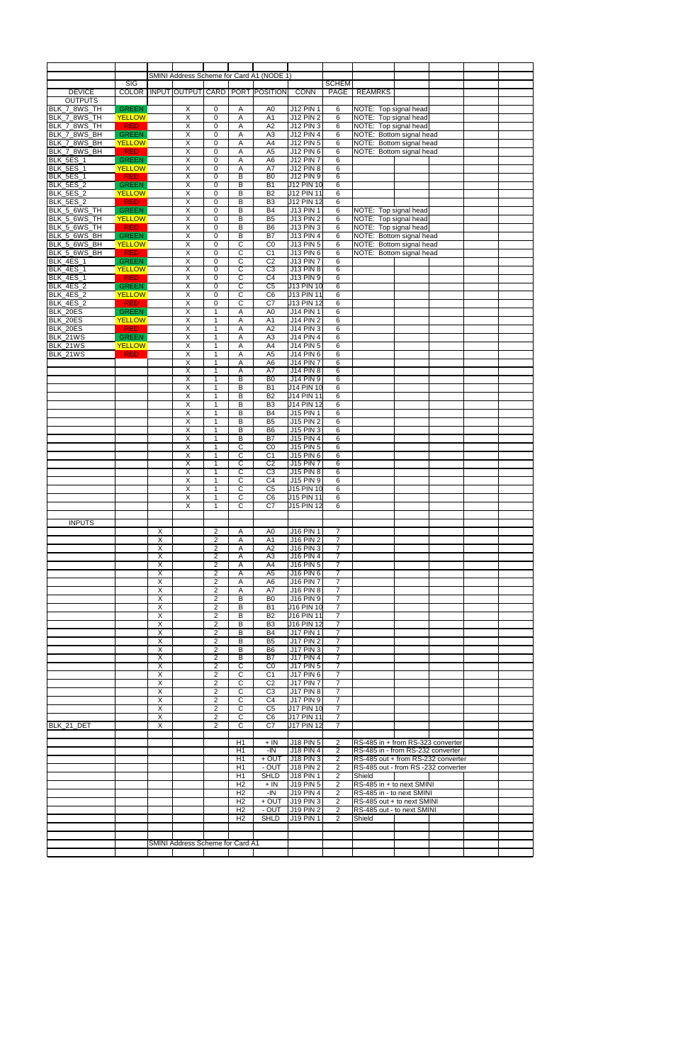| | | SMINI Address Scheme for Card A1 (NODE 1) | | | | | | | | | | | |
|---|---|---|---|---|---|---|---|---|---|---|---|---|---|
| | SIG | | | | | | | SCHEM | | | | | |
| DEVICE | COLOR | INPUT | OUTPUT | CARD | PORT | POSITION | CONN | PAGE | REAMRKS | | | | |
| OUTPUTS | | | | | | | | | | | | | |
| BLK_7_8WS_TH | GREEN | | X | 0 | A | A0 | J12 PIN 1 | 6 | NOTE: Top signal head | | | | |
| BLK_7_8WS_TH | YELLOW | | X | 0 | A | A1 | J12 PIN 2 | 6 | NOTE: Top signal head | | | | |
| BLK_7_8WS_TH | RED | | X | 0 | A | A2 | J12 PIN 3 | 6 | NOTE: Top signal head | | | | |
| BLK_7_8WS_BH | GREEN | | X | 0 | A | A3 | J12 PIN 4 | 6 | NOTE: Bottom signal head | | | | |
| BLK_7_8WS_BH | YELLOW | | X | 0 | A | A4 | J12 PIN 5 | 6 | NOTE: Bottom signal head | | | | |
| BLK_7_8WS_BH | RED | | X | 0 | A | A5 | J12 PIN 6 | 6 | NOTE: Bottom signal head | | | | |
| BLK_5ES_1 | GREEN | | X | 0 | A | A6 | J12 PIN 7 | 6 | | | | | |
| BLK_5ES_1 | YELLOW | | X | 0 | A | A7 | J12 PIN 8 | 6 | | | | | |
| BLK_5ES_1 | RED | | X | 0 | B | B0 | J12 PIN 9 | 6 | | | | | |
| BLK_5ES_2 | GREEN | | X | 0 | B | B1 | J12 PIN 10 | 6 | | | | | |
| BLK_5ES_2 | YELLOW | | X | 0 | B | B2 | J12 PIN 11 | 6 | | | | | |
| BLK_5ES_2 | RED | | X | 0 | B | B3 | J12 PIN 12 | 6 | | | | | |
| BLK_5_6WS_TH | GREEN | | X | 0 | B | B4 | J13 PIN 1 | 6 | NOTE: Top signal head | | | | |
| BLK_5_6WS_TH | YELLOW | | X | 0 | B | B5 | J13 PIN 2 | 6 | NOTE: Top signal head | | | | |
| BLK_5_6WS_TH | RED | | X | 0 | B | B6 | J13 PIN 3 | 6 | NOTE: Top signal head | | | | |
| BLK_5_6WS_BH | GREEN | | X | 0 | B | B7 | J13 PIN 4 | 6 | NOTE: Bottom signal head | | | | |
| BLK_5_6WS_BH | YELLOW | | X | 0 | C | C0 | J13 PIN 5 | 6 | NOTE: Bottom signal head | | | | |
| BLK_5_6WS_BH | RED | | X | 0 | C | C1 | J13 PIN 6 | 6 | NOTE: Bottom signal head | | | | |
| BLK_4ES_1 | GREEN | | X | 0 | C | C2 | J13 PIN 7 | 6 | | | | | |
| BLK_4ES_1 | YELLOW | | X | 0 | C | C3 | J13 PIN 8 | 6 | | | | | |
| BLK_4ES_1 | RED | | X | 0 | C | C4 | J13 PIN 9 | 6 | | | | | |
| BLK_4ES_2 | GREEN | | X | 0 | C | C5 | J13 PIN 10 | 6 | | | | | |
| BLK_4ES_2 | YELLOW | | X | 0 | C | C6 | J13 PIN 11 | 6 | | | | | |
| BLK_4ES_2 | RED | | X | 0 | C | C7 | J13 PIN 12 | 6 | | | | | |
| BLK_20ES | GREEN | | X | 1 | A | A0 | J14 PIN 1 | 6 | | | | | |
| BLK_20ES | YELLOW | | X | 1 | A | A1 | J14 PIN 2 | 6 | | | | | |
| BLK_20ES | RED | | X | 1 | A | A2 | J14 PIN 3 | 6 | | | | | |
| BLK_21WS | GREEN | | X | 1 | A | A3 | J14 PIN 4 | 6 | | | | | |
| BLK_21WS | YELLOW | | X | 1 | A | A4 | J14 PIN 5 | 6 | | | | | |
| BLK_21WS | RED | | X | 1 | A | A5 | J14 PIN 6 | 6 | | | | | |
| | | | X | 1 | A | A6 | J14 PIN 7 | 6 | | | | | |
| | | | X | 1 | A | A7 | J14 PIN 8 | 6 | | | | | |
| | | | X | 1 | B | B0 | J14 PIN 9 | 6 | | | | | |
| | | | X | 1 | B | B1 | J14 PIN 10 | 6 | | | | | |
| | | | X | 1 | B | B2 | J14 PIN 11 | 6 | | | | | |
| | | | X | 1 | B | B3 | J14 PIN 12 | 6 | | | | | |
| | | | X | 1 | B | B4 | J15 PIN 1 | 6 | | | | | |
| | | | X | 1 | B | B5 | J15 PIN 2 | 6 | | | | | |
| | | | X | 1 | B | B6 | J15 PIN 3 | 6 | | | | | |
| | | | X | 1 | B | B7 | J15 PIN 4 | 6 | | | | | |
| | | | X | 1 | C | C0 | J15 PIN 5 | 6 | | | | | |
| | | | X | 1 | C | C1 | J15 PIN 6 | 6 | | | | | |
| | | | X | 1 | C | C2 | J15 PIN 7 | 6 | | | | | |
| | | | X | 1 | C | C3 | J15 PIN 8 | 6 | | | | | |
| | | | X | 1 | C | C4 | J15 PIN 9 | 6 | | | | | |
| | | | X | 1 | C | C5 | J15 PIN 10 | 6 | | | | | |
| | | | X | 1 | C | C6 | J15 PIN 11 | 6 | | | | | |
| | | | X | 1 | C | C7 | J15 PIN 12 | 6 | | | | | |
| | | | | | | | | | | | | | |
| INPUTS | | | | | | | | | | | | | |
| | | X | | 2 | A | A0 | J16 PIN 1 | 7 | | | | | |
| | | X | | 2 | A | A1 | J16 PIN 2 | 7 | | | | | |
| | | X | | 2 | A | A2 | J16 PIN 3 | 7 | | | | | |
| | | X | | 2 | A | A3 | J16 PIN 4 | 7 | | | | | |
| | | X | | 2 | A | A4 | J16 PIN 5 | 7 | | | | | |
| | | X | | 2 | A | A5 | J16 PIN 6 | 7 | | | | | |
| | | X | | 2 | A | A6 | J16 PIN 7 | 7 | | | | | |
| | | X | | 2 | A | A7 | J16 PIN 8 | 7 | | | | | |
| | | X | | 2 | B | B0 | J16 PIN 9 | 7 | | | | | |
| | | X | | 2 | B | B1 | J16 PIN 10 | 7 | | | | | |
| | | X | | 2 | B | B2 | J16 PIN 11 | 7 | | | | | |
| | | X | | 2 | B | B3 | J16 PIN 12 | 7 | | | | | |
| | | X | | 2 | B | B4 | J17 PIN 1 | 7 | | | | | |
| | | X | | 2 | B | B5 | J17 PIN 2 | 7 | | | | | |
| | | X | | 2 | B | B6 | J17 PIN 3 | 7 | | | | | |
| | | X | | 2 | B | B7 | J17 PIN 4 | 7 | | | | | |
| | | X | | 2 | C | C0 | J17 PIN 5 | 7 | | | | | |
| | | X | | 2 | C | C1 | J17 PIN 6 | 7 | | | | | |
| | | X | | 2 | C | C2 | J17 PIN 7 | 7 | | | | | |
| | | X | | 2 | C | C3 | J17 PIN 8 | 7 | | | | | |
| | | X | | 2 | C | C4 | J17 PIN 9 | 7 | | | | | |
| | | X | | 2 | C | C5 | J17 PIN 10 | 7 | | | | | |
| | | X | | 2 | C | C6 | J17 PIN 11 | 7 | | | | | |
| BLK_21_DET | | X | | 2 | C | C7 | J17 PIN 12 | 7 | | | | | |
| | | | | | | | | | | | | | |
| | | | | | H1 | + IN | J18 PIN 5 | 2 | RS-485 in + from RS-323 converter | | | | |
| | | | | | H1 | -IN | J18 PIN 4 | 2 | RS-485 in - from RS-232 converter | | | | |
| | | | | | H1 | + OUT | J18 PIN 3 | 2 | RS-485 out + from RS-232 converter | | | | |
| | | | | | H1 | - OUT | J18 PIN 2 | 2 | RS-485 out - from RS -232 converter | | | | |
| | | | | | H1 | SHLD | J18 PIN 1 | 2 | Shield | | | | |
| | | | | | H2 | + IN | J19 PIN 5 | 2 | RS-485 in + to next SMINI | | | | |
| | | | | | H2 | -IN | J19 PIN 4 | 2 | RS-485 in - to next SMINI | | | | |
| | | | | | H2 | + OUT | J19 PIN 3 | 2 | RS-485 out + to next SMINI | | | | |
| | | | | | H2 | - OUT | J19 PIN 2 | 2 | RS-485 out - to next SMINI | | | | |
| | | | | | H2 | SHLD | J19 PIN 1 | 2 | Shield | | | | |
| | | | | | | | | | | | | | |
| | | SMINI Address Scheme for Card A1 | | | | | | | | | | | |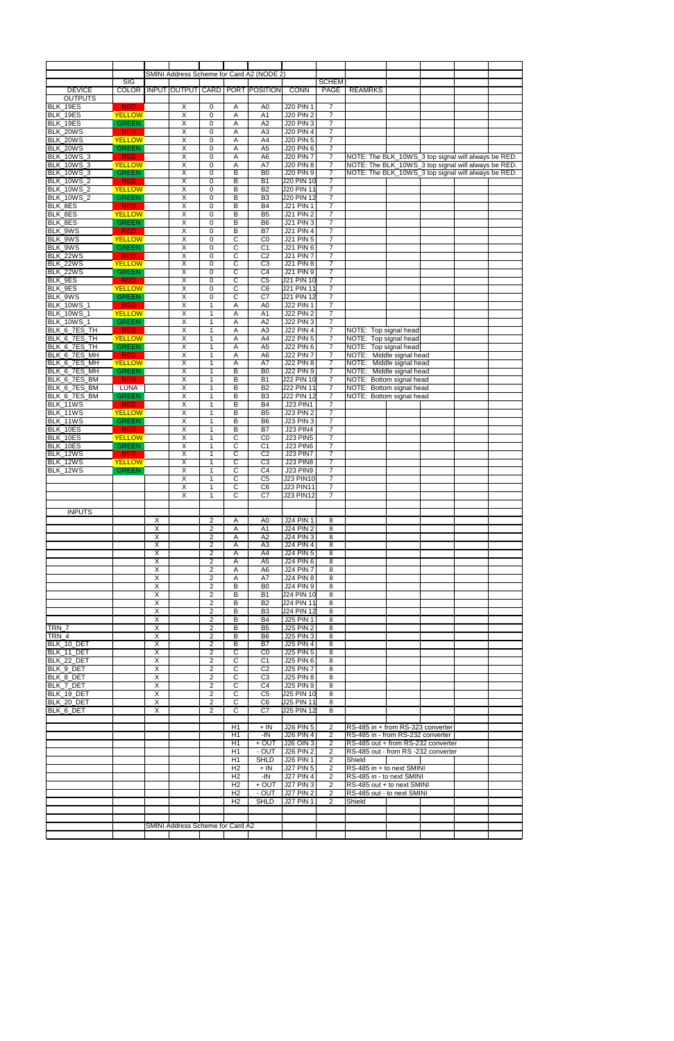SMINI Address Scheme for Card A2 (NODE 2)

| DEVICE | SIG COLOR | INPUT | OUTPUT | CARD | PORT | POSITION | CONN | SCHEM PAGE | REAMRKS |
|---|---|---|---|---|---|---|---|---|---|
| OUTPUTS | | | | | | | | | |
| BLK_19ES | RED | | X | 0 | A | A0 | J20 PIN 1 | 7 | |
| BLK_19ES | YELLOW | | X | 0 | A | A1 | J20 PIN 2 | 7 | |
| BLK_19ES | GREEN | | X | 0 | A | A2 | J20 PIN 3 | 7 | |
| BLK_20WS | RED | | X | 0 | A | A3 | J20 PIN 4 | 7 | |
| BLK_20WS | YELLOW | | X | 0 | A | A4 | J20 PIN 5 | 7 | |
| BLK_20WS | GREEN | | X | 0 | A | A5 | J20 PIN 6 | 7 | |
| BLK_10WS_3 | RED | | X | 0 | A | A6 | J20 PIN 7 | 7 | NOTE: The BLK_10WS_3 top signal will always be RED. |
| BLK_10WS_3 | YELLOW | | X | 0 | A | A7 | J20 PIN 8 | 7 | NOTE: The BLK_10WS_3 top signal will always be RED. |
| BLK_10WS_3 | GREEN | | X | 0 | B | B0 | J20 PIN 9 | 7 | NOTE: The BLK_10WS_3 top signal will always be RED. |
| BLK_10WS_2 | RED | | X | 0 | B | B1 | J20 PIN 10 | 7 | |
| BLK_10WS_2 | YELLOW | | X | 0 | B | B2 | J20 PIN 11 | 7 | |
| BLK_10WS_2 | GREEN | | X | 0 | B | B3 | J20 PIN 12 | 7 | |
| BLK_8ES | RED | | X | 0 | B | B4 | J21 PIN 1 | 7 | |
| BLK_8ES | YELLOW | | X | 0 | B | B5 | J21 PIN 2 | 7 | |
| BLK_8ES | GREEN | | X | 0 | B | B6 | J21 PIN 3 | 7 | |
| BLK_9WS | RED | | X | 0 | B | B7 | J21 PIN 4 | 7 | |
| BLK_9WS | YELLOW | | X | 0 | C | C0 | J21 PIN 5 | 7 | |
| BLK_9WS | GREEN | | X | 0 | C | C1 | J21 PIN 6 | 7 | |
| BLK_22WS | RED | | X | 0 | C | C2 | J21 PIN 7 | 7 | |
| BLK_22WS | YELLOW | | X | 0 | C | C3 | J21 PIN 8 | 7 | |
| BLK_22WS | GREEN | | X | 0 | C | C4 | J21 PIN 9 | 7 | |
| BLK_9ES | RED | | X | 0 | C | C5 | J21 PIN 10 | 7 | |
| BLK_9ES | YELLOW | | X | 0 | C | C6 | J21 PIN 11 | 7 | |
| BLK_9WS | GREEN | | X | 0 | C | C7 | J21 PIN 12 | 7 | |
| BLK_10WS_1 | RED | | X | 1 | A | A0 | J22 PIN 1 | 7 | |
| BLK_10WS_1 | YELLOW | | X | 1 | A | A1 | J22 PIN 2 | 7 | |
| BLK_10WS_1 | GREEN | | X | 1 | A | A2 | J22 PIN 3 | 7 | |
| BLK_6_7ES_TH | RED | | X | 1 | A | A3 | J22 PIN 4 | 7 | NOTE: Top signal head |
| BLK_6_7ES_TH | YELLOW | | X | 1 | A | A4 | J22 PIN 5 | 7 | NOTE: Top signal head |
| BLK_6_7ES_TH | GREEN | | X | 1 | A | A5 | J22 PIN 6 | 7 | NOTE: Top signal head |
| BLK_6_7ES_MH | RED | | X | 1 | A | A6 | J22 PIN 7 | 7 | NOTE: Middle signal head |
| BLK_6_7ES_MH | YELLOW | | X | 1 | A | A7 | J22 PIN 8 | 7 | NOTE: Middle signal head |
| BLK_6_7ES_MH | GREEN | | X | 1 | B | B0 | J22 PIN 9 | 7 | NOTE: Middle signal head |
| BLK_6_7ES_BM | RED | | X | 1 | B | B1 | J22 PIN 10 | 7 | NOTE: Bottom signal head |
| BLK_6_7ES_BM | LUNA | | X | 1 | B | B2 | J22 PIN 11 | 7 | NOTE: Bottom signal head |
| BLK_6_7ES_BM | GREEN | | X | 1 | B | B3 | J22 PIN 12 | 7 | NOTE: Bottom signal head |
| BLK_11WS | RED | | X | 1 | B | B4 | J23 PIN1 | 7 | |
| BLK_11WS | YELLOW | | X | 1 | B | B5 | J23 PIN 2 | 7 | |
| BLK_11WS | GREEN | | X | 1 | B | B6 | J23 PIN 3 | 7 | |
| BLK_10ES | RED | | X | 1 | B | B7 | J23 PIN4 | 7 | |
| BLK_10ES | YELLOW | | X | 1 | C | C0 | J23 PIN5 | 7 | |
| BLK_10ES | GREEN | | X | 1 | C | C1 | J23 PIN6 | 7 | |
| BLK_12WS | RED | | X | 1 | C | C2 | J23 PIN7 | 7 | |
| BLK_12WS | YELLOW | | X | 1 | C | C3 | J23 PIN8 | 7 | |
| BLK_12WS | GREEN | | X | 1 | C | C4 | J23 PIN9 | 7 | |
| | | | X | 1 | C | C5 | J23 PIN10 | 7 | |
| | | | X | 1 | C | C6 | J23 PIN11 | 7 | |
| | | | X | 1 | C | C7 | J23 PIN12 | 7 | |
| | | | | | | | | | |
| INPUTS | | | | | | | | | |
| | | X | | 2 | A | A0 | J24 PIN 1 | 8 | |
| | | X | | 2 | A | A1 | J24 PIN 2 | 8 | |
| | | X | | 2 | A | A2 | J24 PIN 3 | 8 | |
| | | X | | 2 | A | A3 | J24 PIN 4 | 8 | |
| | | X | | 2 | A | A4 | J24 PIN 5 | 8 | |
| | | X | | 2 | A | A5 | J24 PIN 6 | 8 | |
| | | X | | 2 | A | A6 | J24 PIN 7 | 8 | |
| | | X | | 2 | A | A7 | J24 PIN 8 | 8 | |
| | | X | | 2 | B | B0 | J24 PIN 9 | 8 | |
| | | X | | 2 | B | B1 | J24 PIN 10 | 8 | |
| | | X | | 2 | B | B2 | J24 PIN 11 | 8 | |
| | | X | | 2 | B | B3 | J24 PIN 12 | 8 | |
| | | X | | 2 | B | B4 | J25 PIN 1 | 8 | |
| TRN_7 | | X | | 2 | B | B5 | J25 PIN 2 | 8 | |
| TRN_4 | | X | | 2 | B | B6 | J25 PIN 3 | 8 | |
| BLK_10_DET | | X | | 2 | B | B7 | J25 PIN 4 | 8 | |
| BLK_11_DET | | X | | 2 | C | C0 | J25 PIN 5 | 8 | |
| BLK_22_DET | | X | | 2 | C | C1 | J25 PIN 6 | 8 | |
| BLK_9_DET | | X | | 2 | C | C2 | J25 PIN 7 | 8 | |
| BLK_8_DET | | X | | 2 | C | C3 | J25 PIN 8 | 8 | |
| BLK_7_DET | | X | | 2 | C | C4 | J25 PIN 9 | 8 | |
| BLK_19_DET | | X | | 2 | C | C5 | J25 PIN 10 | 8 | |
| BLK_20_DET | | X | | 2 | C | C6 | J25 PIN 11 | 8 | |
| BLK_6_DET | | X | | 2 | C | C7 | J25 PIN 12 | 8 | |
| | | | | | | | | | |
| | | | | | H1 | + IN | J26 PIN 5 | 2 | RS-485 in + from RS-323 converter |
| | | | | | H1 | -IN | J26 PIN 4 | 2 | RS-485 in - from RS-232 converter |
| | | | | | H1 | + OUT | J26 OIN 3 | 2 | RS-485 out + from RS-232 converter |
| | | | | | H1 | - OUT | J26 PIN 2 | 2 | RS-485 out - from RS -232 converter |
| | | | | | H1 | SHLD | J26 PIN 1 | 2 | Shield |
| | | | | | H2 | + IN | J27 PIN 5 | 2 | RS-485 in + to next SMINI |
| | | | | | H2 | -IN | J27 PIN 4 | 2 | RS-485 in - to next SMINI |
| | | | | | H2 | + OUT | J27 PIN 3 | 2 | RS-485 out + to next SMINI |
| | | | | | H2 | - OUT | J27 PIN 2 | 2 | RS-485 out - to next SMINI |
| | | | | | H2 | SHLD | J27 PIN 1 | 2 | Shield |

SMINI Address Scheme for Card A2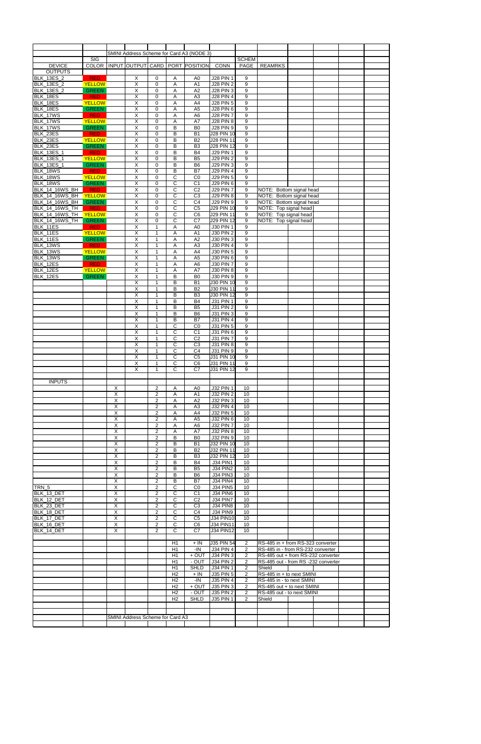| | | | | | | | | | | | | |
|---|---|---|---|---|---|---|---|---|---|---|---|---|
| | | SMINI Address Scheme for Card A3 (NODE 3) | | | | | | | | | | |
| | SIG | | | | | | | SCHEM | | | | |
| DEVICE | COLOR | INPUT | OUTPUT | CARD | PORT | POSITION | CONN | PAGE | REAMRKS | | | |
| OUTPUTS | | | | | | | | | | | | |
| BLK_13ES_2 | RED | | X | 0 | A | A0 | J28 PIN 1 | 9 | | | | |
| BLK_13ES_2 | YELLOW | | X | 0 | A | A1 | J28 PIN 2 | 9 | | | | |
| BLK_13ES_2 | GREEN | | X | 0 | A | A2 | J28 PIN 3 | 9 | | | | |
| BLK_18ES | RED | | X | 0 | A | A3 | J28 PIN 4 | 9 | | | | |
| BLK_18ES | YELLOW | | X | 0 | A | A4 | J28 PIN 5 | 9 | | | | |
| BLK_18ES | GREEN | | X | 0 | A | A5 | J28 PIN 6 | 9 | | | | |
| BLK_17WS | RED | | X | 0 | A | A6 | J28 PIN 7 | 9 | | | | |
| BLK_17WS | YELLOW | | X | 0 | A | A7 | J28 PIN 8 | 9 | | | | |
| BLK_17WS | GREEN | | X | 0 | B | B0 | J28 PIN 9 | 9 | | | | |
| BLK_23ES | RED | | X | 0 | B | B1 | J28 PIN 10 | 9 | | | | |
| BLK_23ES | YELLOW | | X | 0 | B | B2 | J28 PIN 11 | 9 | | | | |
| BLK_23ES | GREEN | | X | 0 | B | B3 | J28 PIN 12 | 9 | | | | |
| BLK_13ES_1 | RED | | X | 0 | B | B4 | J29 PIN 1 | 9 | | | | |
| BLK_13ES_1 | YELLOW | | X | 0 | B | B5 | J29 PIN 2 | 9 | | | | |
| BLK_13ES_1 | GREEN | | X | 0 | B | B6 | J29 PIN 3 | 9 | | | | |
| BLK_18WS | RED | | X | 0 | B | B7 | J29 PIN 4 | 9 | | | | |
| BLK_18WS | YELLOW | | X | 0 | C | C0 | J29 PIN 5 | 9 | | | | |
| BLK_18WS | GREEN | | X | 0 | C | C1 | J29 PIN 6 | 9 | | | | |
| BLK_14_16WS_BH | RED | | X | 0 | C | C2 | J29 PIN 7 | 9 | NOTE: Bottom signal head | | | |
| BLK_14_16WS_BH | YELLOW | | X | 0 | C | C3 | J29 PIN 8 | 9 | NOTE: Bottom signal head | | | |
| BLK_14_16WS_BH | GREEN | | X | 0 | C | C4 | J29 PIN 9 | 9 | NOTE: Bottom signal head | | | |
| BLK_14_16WS_TH | RED | | X | 0 | C | C5 | J29 PIN 10 | 9 | NOTE: Top signal head | | | |
| BLK_14_16WS_TH | YELLOW | | X | 0 | C | C6 | J29 PIN 11 | 9 | NOTE: Top signal head | | | |
| BLK_14_16WS_TH | GREEN | | X | 0 | C | C7 | J29 PIN 12 | 9 | NOTE: Top signal head | | | |
| BLK_11ES | RED | | X | 1 | A | A0 | J30 PIN 1 | 9 | | | | |
| BLK_11ES | YELLOW | | X | 1 | A | A1 | J30 PIN 2 | 9 | | | | |
| BLK_11ES | GREEN | | X | 1 | A | A2 | J30 PIN 3 | 9 | | | | |
| BLK_13WS | RED | | X | 1 | A | A3 | J30 PIN 4 | 9 | | | | |
| BLK_13WS | YELLOW | | X | 1 | A | A4 | J30 PIN 5 | 9 | | | | |
| BLK_13WS | GREEN | | X | 1 | A | A5 | J30 PIN 6 | 9 | | | | |
| BLK_12ES | RED | | X | 1 | A | A6 | J30 PIN 7 | 9 | | | | |
| BLK_12ES | YELLOW | | X | 1 | A | A7 | J30 PIN 8 | 9 | | | | |
| BLK_12ES | GREEN | | X | 1 | B | B0 | J30 PIN 9 | 9 | | | | |
| | | | X | 1 | B | B1 | J30 PIN 10 | 9 | | | | |
| | | | X | 1 | B | B2 | J30 PIN 11 | 9 | | | | |
| | | | X | 1 | B | B3 | J30 PIN 12 | 9 | | | | |
| | | | X | 1 | B | B4 | J31 PIN 1 | 9 | | | | |
| | | | X | 1 | B | B5 | J31 PIN 2 | 9 | | | | |
| | | | X | 1 | B | B6 | J31 PIN 3 | 9 | | | | |
| | | | X | 1 | B | B7 | J31 PIN 4 | 9 | | | | |
| | | | X | 1 | C | C0 | J31 PIN 5 | 9 | | | | |
| | | | X | 1 | C | C1 | J31 PIN 6 | 9 | | | | |
| | | | X | 1 | C | C2 | J31 PIN 7 | 9 | | | | |
| | | | X | 1 | C | C3 | J31 PIN 8 | 9 | | | | |
| | | | X | 1 | C | C4 | J31 PIN 9 | 9 | | | | |
| | | | X | 1 | C | C5 | J31 PIN 10 | 9 | | | | |
| | | | X | 1 | C | C6 | J31 PIN 11 | 9 | | | | |
| | | | X | 1 | C | C7 | J31 PIN 12 | 9 | | | | |
| | | | | | | | | | | | | |
| INPUTS | | | | | | | | | | | | |
| | | X | | 2 | A | A0 | J32 PIN 1 | 10 | | | | |
| | | X | | 2 | A | A1 | J32 PIN 2 | 10 | | | | |
| | | X | | 2 | A | A2 | J32 PIN 3 | 10 | | | | |
| | | X | | 2 | A | A3 | J32 PIN 4 | 10 | | | | |
| | | X | | 2 | A | A4 | J32 PIN 5 | 10 | | | | |
| | | X | | 2 | A | A5 | J32 PIN 6 | 10 | | | | |
| | | X | | 2 | A | A6 | J32 PIN 7 | 10 | | | | |
| | | X | | 2 | A | A7 | J32 PIN 8 | 10 | | | | |
| | | X | | 2 | B | B0 | J32 PIN 9 | 10 | | | | |
| | | X | | 2 | B | B1 | J32 PIN 10 | 10 | | | | |
| | | X | | 2 | B | B2 | J32 PIN 11 | 10 | | | | |
| | | X | | 2 | B | B3 | J32 PIN 12 | 10 | | | | |
| | | X | | 2 | B | B4 | J34 PIN1 | 10 | | | | |
| | | X | | 2 | B | B5 | J34 PIN2 | 10 | | | | |
| | | X | | 2 | B | B6 | J34 PIN3 | 10 | | | | |
| | | X | | 2 | B | B7 | J34 PIN4 | 10 | | | | |
| TRN_5 | | X | | 2 | C | C0 | J34 PIN5 | 10 | | | | |
| BLK_13_DET | | X | | 2 | C | C1 | J34 PIN6 | 10 | | | | |
| BLK_12_DET | | X | | 2 | C | C2 | J34 PIN7 | 10 | | | | |
| BLK_23_DET | | X | | 2 | C | C3 | J34 PIN8 | 10 | | | | |
| BLK_18_DET | | X | | 2 | C | C4 | J34 PIN9 | 10 | | | | |
| BLK_17_DET | | X | | 2 | C | C5 | J34 PIN10 | 10 | | | | |
| BLK_16_DET | | X | | 2 | C | C6 | J34 PIN11 | 10 | | | | |
| BLK_14_DET | | X | | 2 | C | C7 | J34 PIN12 | 10 | | | | |
| | | | | | | | | | | | | |
| | | | | | H1 | + IN | J35 PIN 54 | 2 | RS-485 in + from RS-323 converter | | | |
| | | | | | H1 | -IN | J34 PIN 4 | 2 | RS-485 in - from RS-232 converter | | | |
| | | | | | H1 | + OUT | J34 PIN 3 | 2 | RS-485 out + from RS-232 converter | | | |
| | | | | | H1 | - OUT | J34 PIN 2 | 2 | RS-485 out - from RS -232 converter | | | |
| | | | | | H1 | SHLD | J34 PIN 1 | 2 | Shield | | | |
| | | | | | H2 | + IN | J35 PIN 5 | 2 | RS-485 in + to next SMINI | | | |
| | | | | | H2 | -IN | J35 PIN 4 | 2 | RS-485 in - to next SMINI | | | |
| | | | | | H2 | + OUT | J35 PIN 3 | 2 | RS-485 out + to next SMINI | | | |
| | | | | | H2 | - OUT | J35 PIN 2 | 2 | RS-485 out - to next SMINI | | | |
| | | | | | H2 | SHLD | J35 PIN 1 | 2 | Shield | | | |
| | | | | | | | | | | | | |
| | | | | | | | | | | | | |
| | | SMINI Address Scheme for Card A3 | | | | | | | | | | |